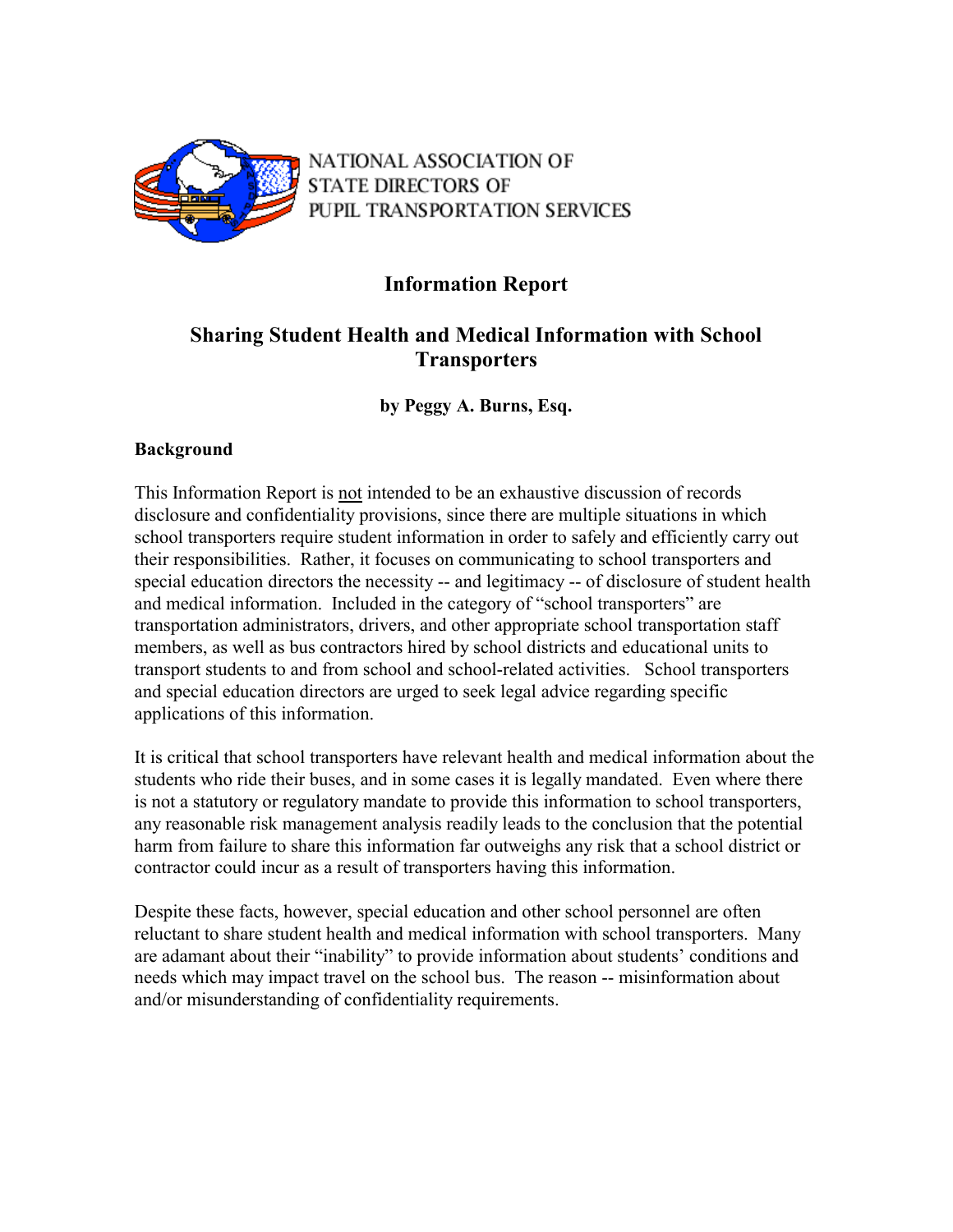NATIONAL ASSOCIATION OF STATE DIRECTORS OF PUPIL TRANSPORTATION SERVICES

# Information Report

## Sharing Student Health and Medical Information with School Transporters

**by Peggy A. Burns, Esq.**

### Background

This Information Report is not intended to be an exhaustive discussion of records disclosure and confidentiality provisions, since there are multiple situations in which school transporters require student information in order to safely and efficiently carry out their responsibilities. Rather, it focuses on communicating to school transporters and special education directors the necessity -- and legitimacy -- of disclosure of student health and medical information. Included in the category of "school transporters" are transportation administrators, drivers, and other appropriate school transportation staff members, as well as bus contractors hired by school districts and educational units to transport students to and from school and school-related activities. School transporters and special education directors are urged to seek legal advice regarding specific applications of this information.

It is critical that school transporters have relevant health and medical information about the students who ride their buses, and in some cases it is legally mandated. Even where there is not a statutory or regulatory mandate to provide this information to school transporters, any reasonable risk management analysis readily leads to the conclusion that the potential harm from failure to share this information far outweighs any risk that a school district or contractor could incur as a result of transporters having this information.

Despite these facts, however, special education and other school personnel are often reluctant to share student health and medical information with school transporters. Many are adamant about their "inability" to provide information about students' conditions and needs which may impact travel on the school bus. The reason -- misinformation about and/or misunderstanding of confidentiality requirements.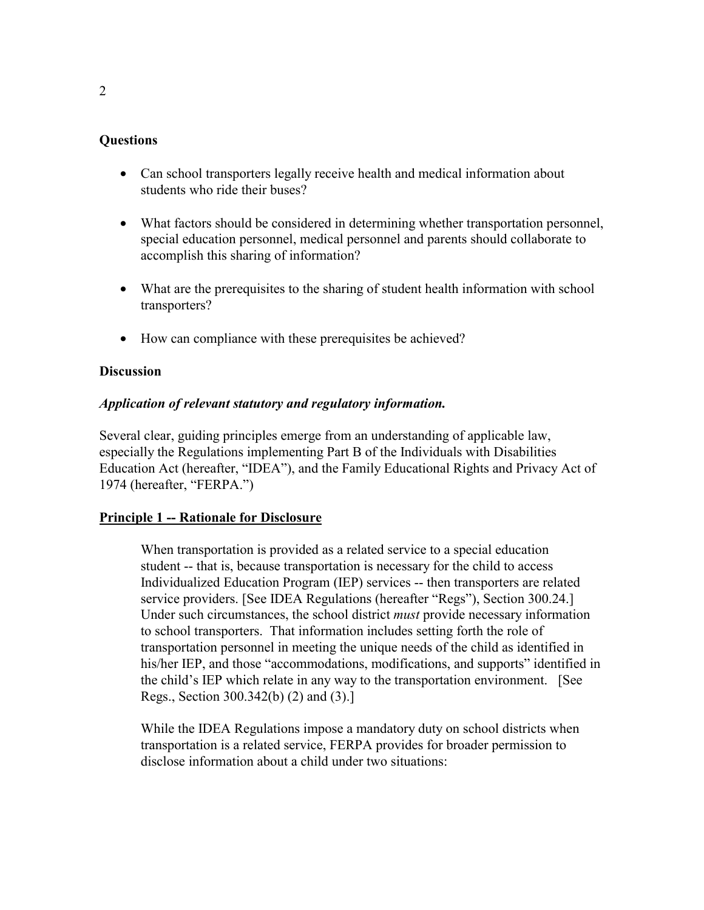**Questions**

- Can school transporters legally receive health and medical information about students who ride their buses?
- What factors should be considered in determining whether transportation personnel, special education personnel, medical personnel and parents should collaborate to accomplish this sharing of information?
- What are the prerequisites to the sharing of student health information with school transporters?
- How can compliance with these prerequisites be achieved?

**Discussion**

***Application of relevant statutory and regulatory information.***

Several clear, guiding principles emerge from an understanding of applicable law, especially the Regulations implementing Part B of the Individuals with Disabilities Education Act (hereafter, "IDEA"), and the Family Educational Rights and Privacy Act of 1974 (hereafter, "FERPA.")

**<u>Principle 1 -- Rationale for Disclosure</u>**

> When transportation is provided as a related service to a special education student -- that is, because transportation is necessary for the child to access Individualized Education Program (IEP) services -- then transporters are related service providers. [See IDEA Regulations (hereafter "Regs"), Section 300.24.] Under such circumstances, the school district *must* provide necessary information to school transporters. That information includes setting forth the role of transportation personnel in meeting the unique needs of the child as identified in his/her IEP, and those "accommodations, modifications, and supports" identified in the child's IEP which relate in any way to the transportation environment. [See Regs., Section 300.342(b) (2) and (3).]
>
> While the IDEA Regulations impose a mandatory duty on school districts when transportation is a related service, FERPA provides for broader permission to disclose information about a child under two situations: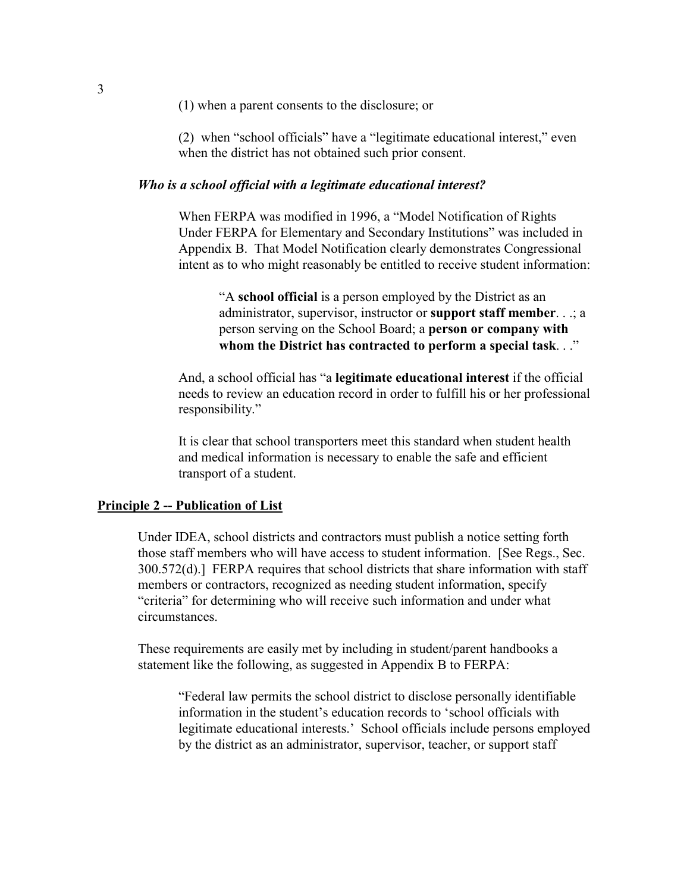(1) when a parent consents to the disclosure; or

(2) when "school officials" have a "legitimate educational interest," even when the district has not obtained such prior consent.

***Who is a school official with a legitimate educational interest?***

When FERPA was modified in 1996, a "Model Notification of Rights Under FERPA for Elementary and Secondary Institutions" was included in Appendix B. That Model Notification clearly demonstrates Congressional intent as to who might reasonably be entitled to receive student information:

> "A **school official** is a person employed by the District as an administrator, supervisor, instructor or **support staff member**. . .; a person serving on the School Board; a **person or company with whom the District has contracted to perform a special task**. . ."

And, a school official has "a **legitimate educational interest** if the official needs to review an education record in order to fulfill his or her professional responsibility."

It is clear that school transporters meet this standard when student health and medical information is necessary to enable the safe and efficient transport of a student.

**<u>Principle 2 -- Publication of List</u>**

Under IDEA, school districts and contractors must publish a notice setting forth those staff members who will have access to student information. [See Regs., Sec. 300.572(d).] FERPA requires that school districts that share information with staff members or contractors, recognized as needing student information, specify "criteria" for determining who will receive such information and under what circumstances.

These requirements are easily met by including in student/parent handbooks a statement like the following, as suggested in Appendix B to FERPA:

> "Federal law permits the school district to disclose personally identifiable information in the student's education records to 'school officials with legitimate educational interests.' School officials include persons employed by the district as an administrator, supervisor, teacher, or support staff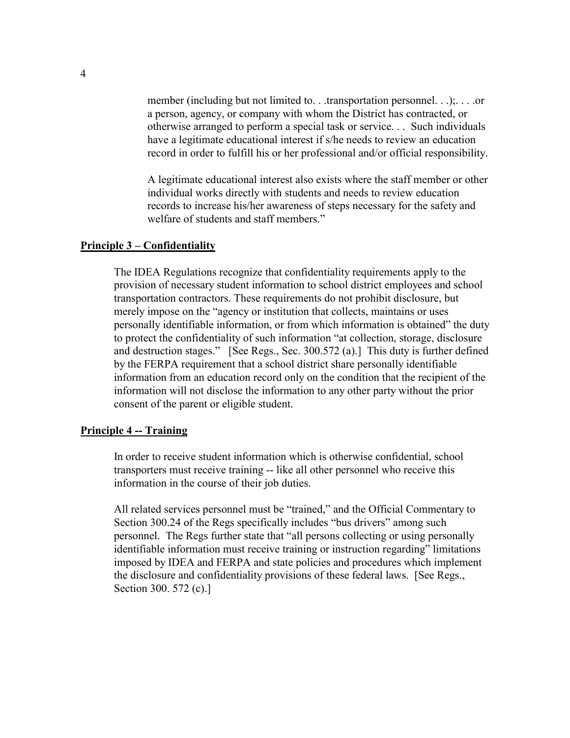> member (including but not limited to. . .transportation personnel. . .);. . . .or a person, agency, or company with whom the District has contracted, or otherwise arranged to perform a special task or service. . . Such individuals have a legitimate educational interest if s/he needs to review an education record in order to fulfill his or her professional and/or official responsibility.
>
> A legitimate educational interest also exists where the staff member or other individual works directly with students and needs to review education records to increase his/her awareness of steps necessary for the safety and welfare of students and staff members."

**Principle 3 – Confidentiality**

The IDEA Regulations recognize that confidentiality requirements apply to the provision of necessary student information to school district employees and school transportation contractors. These requirements do not prohibit disclosure, but merely impose on the "agency or institution that collects, maintains or uses personally identifiable information, or from which information is obtained" the duty to protect the confidentiality of such information "at collection, storage, disclosure and destruction stages." [See Regs., Sec. 300.572 (a).] This duty is further defined by the FERPA requirement that a school district share personally identifiable information from an education record only on the condition that the recipient of the information will not disclose the information to any other party without the prior consent of the parent or eligible student.

**Principle 4 -- Training**

In order to receive student information which is otherwise confidential, school transporters must receive training -- like all other personnel who receive this information in the course of their job duties.

All related services personnel must be "trained," and the Official Commentary to Section 300.24 of the Regs specifically includes "bus drivers" among such personnel. The Regs further state that "all persons collecting or using personally identifiable information must receive training or instruction regarding" limitations imposed by IDEA and FERPA and state policies and procedures which implement the disclosure and confidentiality provisions of these federal laws. [See Regs., Section 300. 572 (c).]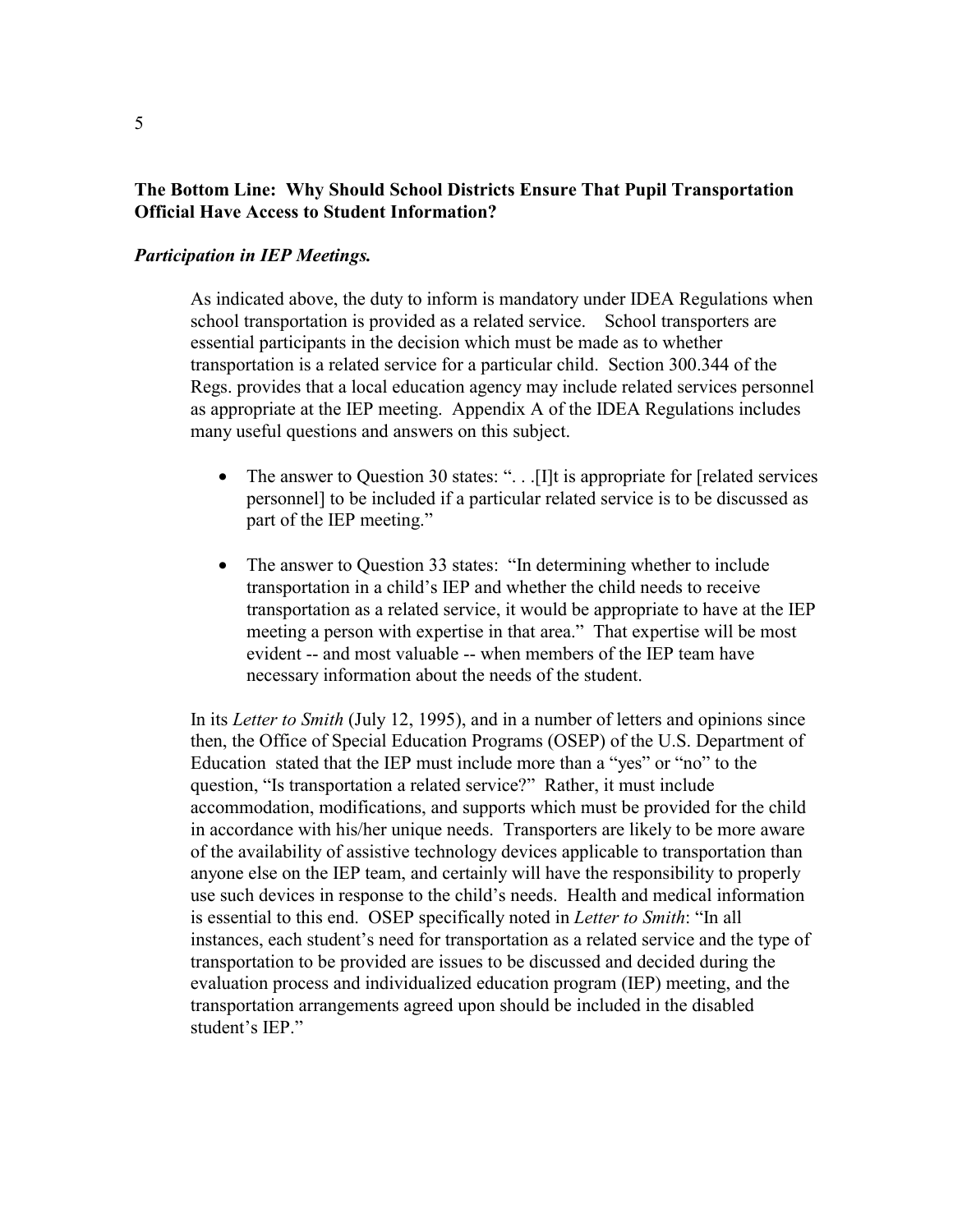**The Bottom Line: Why Should School Districts Ensure That Pupil Transportation Official Have Access to Student Information?**

***Participation in IEP Meetings.***

As indicated above, the duty to inform is mandatory under IDEA Regulations when school transportation is provided as a related service. School transporters are essential participants in the decision which must be made as to whether transportation is a related service for a particular child. Section 300.344 of the Regs. provides that a local education agency may include related services personnel as appropriate at the IEP meeting. Appendix A of the IDEA Regulations includes many useful questions and answers on this subject.

- The answer to Question 30 states: ". . .[I]t is appropriate for [related services personnel] to be included if a particular related service is to be discussed as part of the IEP meeting."
- The answer to Question 33 states: "In determining whether to include transportation in a child's IEP and whether the child needs to receive transportation as a related service, it would be appropriate to have at the IEP meeting a person with expertise in that area." That expertise will be most evident -- and most valuable -- when members of the IEP team have necessary information about the needs of the student.

In its *Letter to Smith* (July 12, 1995), and in a number of letters and opinions since then, the Office of Special Education Programs (OSEP) of the U.S. Department of Education stated that the IEP must include more than a "yes" or "no" to the question, "Is transportation a related service?" Rather, it must include accommodation, modifications, and supports which must be provided for the child in accordance with his/her unique needs. Transporters are likely to be more aware of the availability of assistive technology devices applicable to transportation than anyone else on the IEP team, and certainly will have the responsibility to properly use such devices in response to the child's needs. Health and medical information is essential to this end. OSEP specifically noted in *Letter to Smith*: "In all instances, each student's need for transportation as a related service and the type of transportation to be provided are issues to be discussed and decided during the evaluation process and individualized education program (IEP) meeting, and the transportation arrangements agreed upon should be included in the disabled student's IEP."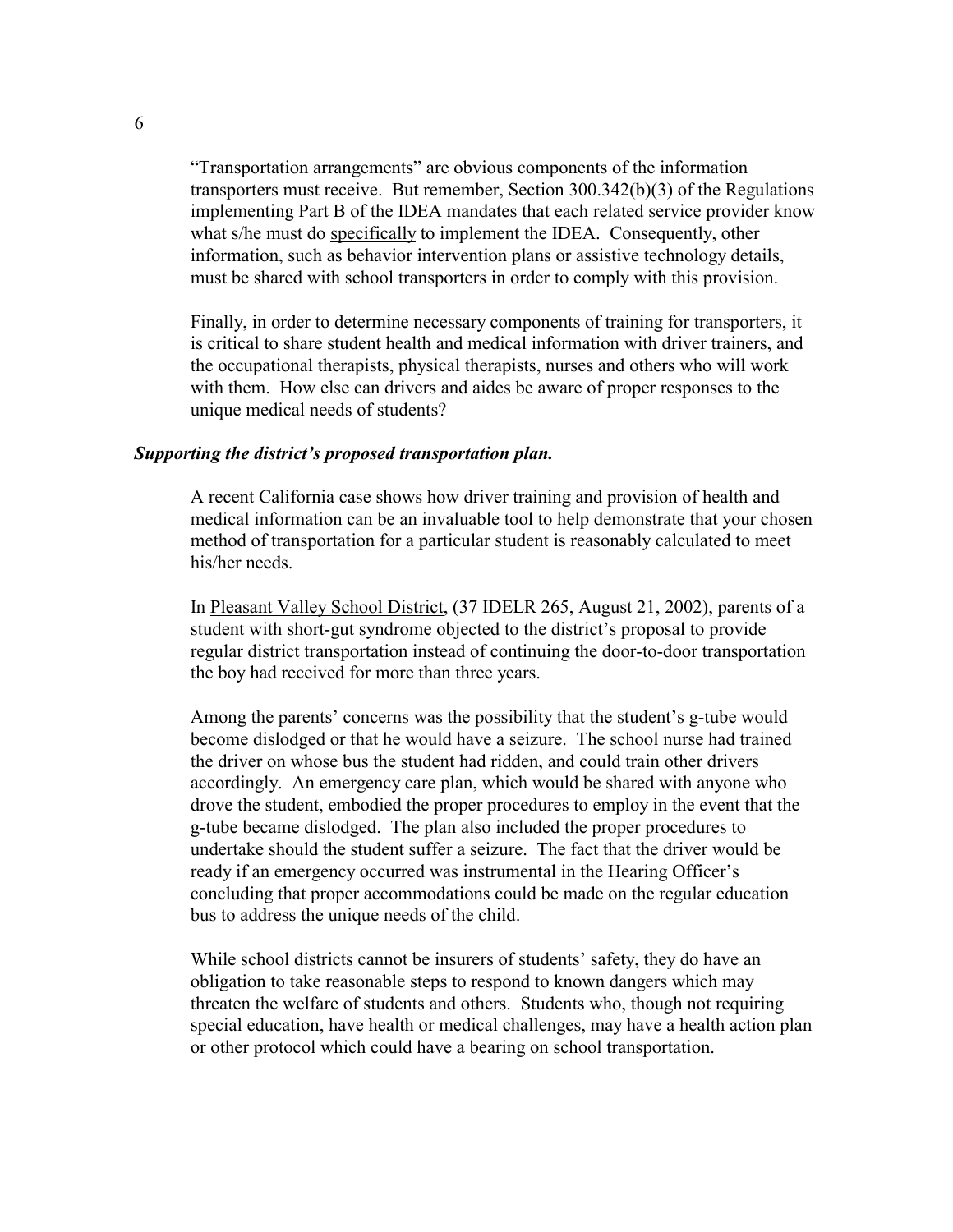"Transportation arrangements" are obvious components of the information transporters must receive. But remember, Section 300.342(b)(3) of the Regulations implementing Part B of the IDEA mandates that each related service provider know what s/he must do <u>specifically</u> to implement the IDEA. Consequently, other information, such as behavior intervention plans or assistive technology details, must be shared with school transporters in order to comply with this provision.

Finally, in order to determine necessary components of training for transporters, it is critical to share student health and medical information with driver trainers, and the occupational therapists, physical therapists, nurses and others who will work with them. How else can drivers and aides be aware of proper responses to the unique medical needs of students?

***Supporting the district's proposed transportation plan.***

A recent California case shows how driver training and provision of health and medical information can be an invaluable tool to help demonstrate that your chosen method of transportation for a particular student is reasonably calculated to meet his/her needs.

In <u>Pleasant Valley School District</u>, (37 IDELR 265, August 21, 2002), parents of a student with short-gut syndrome objected to the district's proposal to provide regular district transportation instead of continuing the door-to-door transportation the boy had received for more than three years.

Among the parents' concerns was the possibility that the student's g-tube would become dislodged or that he would have a seizure. The school nurse had trained the driver on whose bus the student had ridden, and could train other drivers accordingly. An emergency care plan, which would be shared with anyone who drove the student, embodied the proper procedures to employ in the event that the g-tube became dislodged. The plan also included the proper procedures to undertake should the student suffer a seizure. The fact that the driver would be ready if an emergency occurred was instrumental in the Hearing Officer's concluding that proper accommodations could be made on the regular education bus to address the unique needs of the child.

While school districts cannot be insurers of students' safety, they do have an obligation to take reasonable steps to respond to known dangers which may threaten the welfare of students and others. Students who, though not requiring special education, have health or medical challenges, may have a health action plan or other protocol which could have a bearing on school transportation.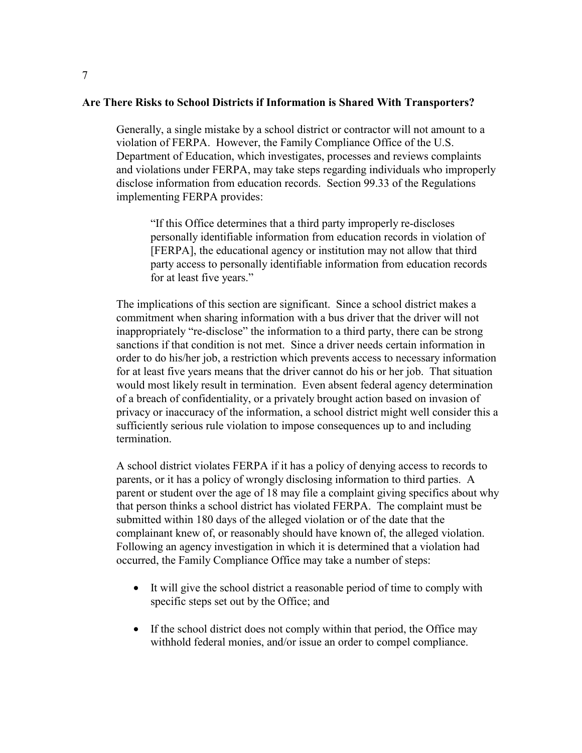**Are There Risks to School Districts if Information is Shared With Transporters?**

Generally, a single mistake by a school district or contractor will not amount to a violation of FERPA. However, the Family Compliance Office of the U.S. Department of Education, which investigates, processes and reviews complaints and violations under FERPA, may take steps regarding individuals who improperly disclose information from education records. Section 99.33 of the Regulations implementing FERPA provides:

> "If this Office determines that a third party improperly re-discloses personally identifiable information from education records in violation of [FERPA], the educational agency or institution may not allow that third party access to personally identifiable information from education records for at least five years."

The implications of this section are significant. Since a school district makes a commitment when sharing information with a bus driver that the driver will not inappropriately "re-disclose" the information to a third party, there can be strong sanctions if that condition is not met. Since a driver needs certain information in order to do his/her job, a restriction which prevents access to necessary information for at least five years means that the driver cannot do his or her job. That situation would most likely result in termination. Even absent federal agency determination of a breach of confidentiality, or a privately brought action based on invasion of privacy or inaccuracy of the information, a school district might well consider this a sufficiently serious rule violation to impose consequences up to and including termination.

A school district violates FERPA if it has a policy of denying access to records to parents, or it has a policy of wrongly disclosing information to third parties. A parent or student over the age of 18 may file a complaint giving specifics about why that person thinks a school district has violated FERPA. The complaint must be submitted within 180 days of the alleged violation or of the date that the complainant knew of, or reasonably should have known of, the alleged violation. Following an agency investigation in which it is determined that a violation had occurred, the Family Compliance Office may take a number of steps:

- It will give the school district a reasonable period of time to comply with specific steps set out by the Office; and
- If the school district does not comply within that period, the Office may withhold federal monies, and/or issue an order to compel compliance.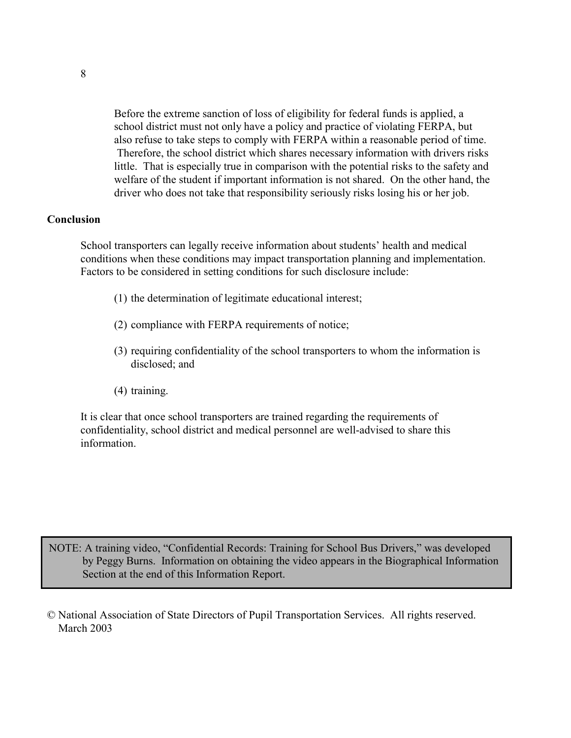> Before the extreme sanction of loss of eligibility for federal funds is applied, a school district must not only have a policy and practice of violating FERPA, but also refuse to take steps to comply with FERPA within a reasonable period of time. Therefore, the school district which shares necessary information with drivers risks little. That is especially true in comparison with the potential risks to the safety and welfare of the student if important information is not shared. On the other hand, the driver who does not take that responsibility seriously risks losing his or her job.

**Conclusion**

School transporters can legally receive information about students' health and medical conditions when these conditions may impact transportation planning and implementation. Factors to be considered in setting conditions for such disclosure include:

(1) the determination of legitimate educational interest;

(2) compliance with FERPA requirements of notice;

(3) requiring confidentiality of the school transporters to whom the information is disclosed; and

(4) training.

It is clear that once school transporters are trained regarding the requirements of confidentiality, school district and medical personnel are well-advised to share this information.

NOTE: A training video, "Confidential Records: Training for School Bus Drivers," was developed by Peggy Burns. Information on obtaining the video appears in the Biographical Information Section at the end of this Information Report.

© National Association of State Directors of Pupil Transportation Services. All rights reserved. March 2003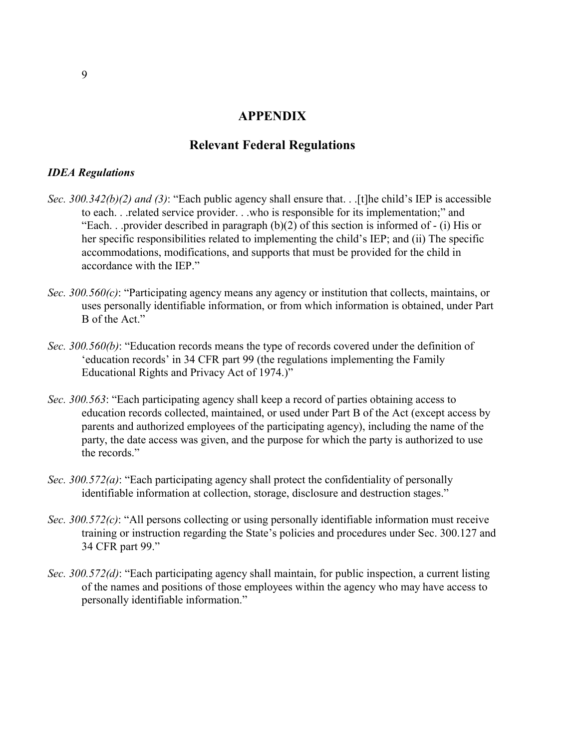# APPENDIX

## Relevant Federal Regulations

### *IDEA Regulations*

*Sec. 300.342(b)(2) and (3)*: "Each public agency shall ensure that. . .[t]he child's IEP is accessible to each. . .related service provider. . .who is responsible for its implementation;" and "Each. . .provider described in paragraph (b)(2) of this section is informed of - (i) His or her specific responsibilities related to implementing the child's IEP; and (ii) The specific accommodations, modifications, and supports that must be provided for the child in accordance with the IEP."

*Sec. 300.560(c)*: "Participating agency means any agency or institution that collects, maintains, or uses personally identifiable information, or from which information is obtained, under Part B of the Act."

*Sec. 300.560(b)*: "Education records means the type of records covered under the definition of 'education records' in 34 CFR part 99 (the regulations implementing the Family Educational Rights and Privacy Act of 1974.)"

*Sec. 300.563*: "Each participating agency shall keep a record of parties obtaining access to education records collected, maintained, or used under Part B of the Act (except access by parents and authorized employees of the participating agency), including the name of the party, the date access was given, and the purpose for which the party is authorized to use the records."

*Sec. 300.572(a)*: "Each participating agency shall protect the confidentiality of personally identifiable information at collection, storage, disclosure and destruction stages."

*Sec. 300.572(c)*: "All persons collecting or using personally identifiable information must receive training or instruction regarding the State's policies and procedures under Sec. 300.127 and 34 CFR part 99."

*Sec. 300.572(d)*: "Each participating agency shall maintain, for public inspection, a current listing of the names and positions of those employees within the agency who may have access to personally identifiable information."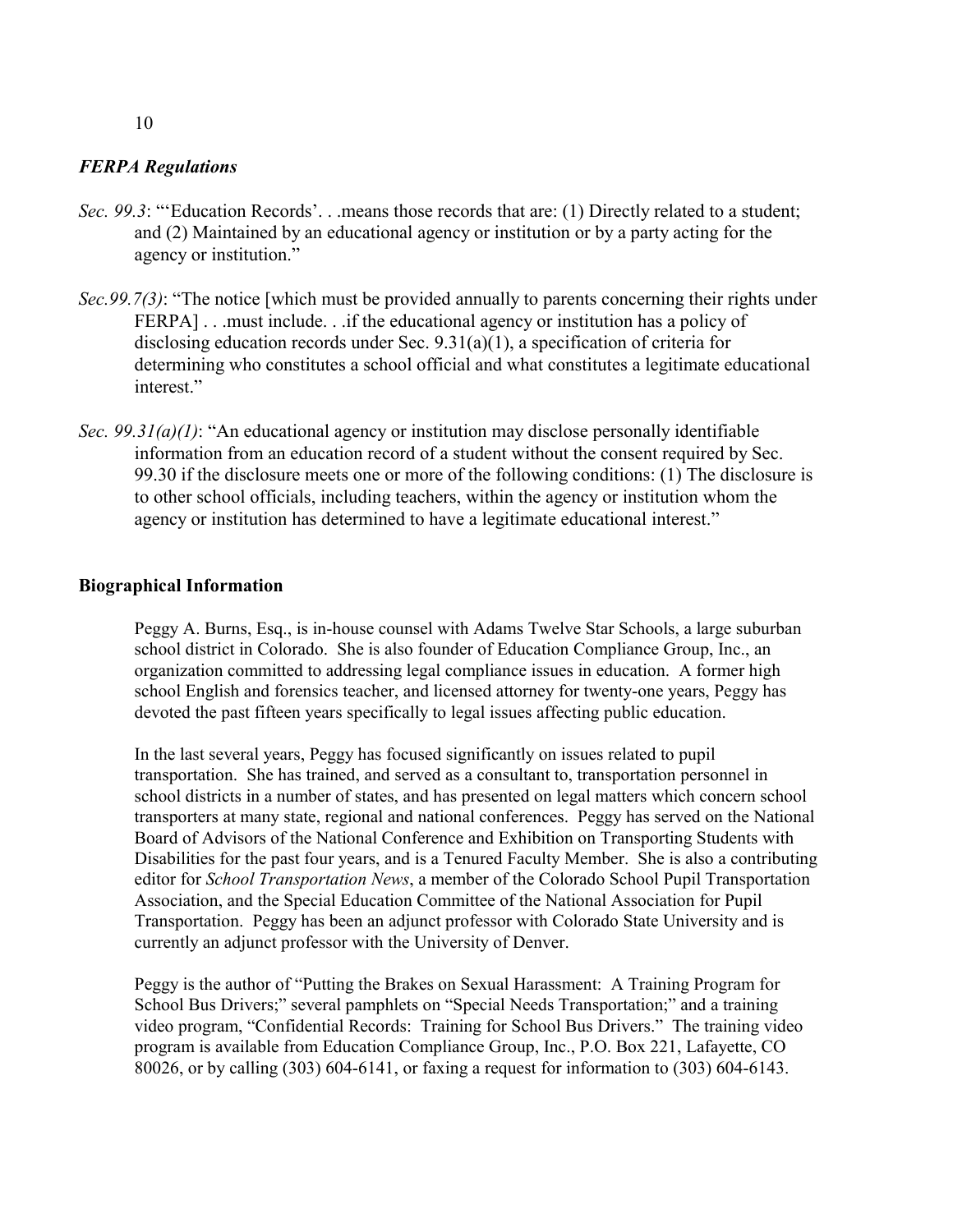### *FERPA Regulations*

*Sec. 99.3*: "'Education Records'. . .means those records that are: (1) Directly related to a student; and (2) Maintained by an educational agency or institution or by a party acting for the agency or institution."

*Sec.99.7(3)*: "The notice [which must be provided annually to parents concerning their rights under FERPA] . . .must include. . .if the educational agency or institution has a policy of disclosing education records under Sec. 9.31(a)(1), a specification of criteria for determining who constitutes a school official and what constitutes a legitimate educational interest."

*Sec. 99.31(a)(1)*: "An educational agency or institution may disclose personally identifiable information from an education record of a student without the consent required by Sec. 99.30 if the disclosure meets one or more of the following conditions: (1) The disclosure is to other school officials, including teachers, within the agency or institution whom the agency or institution has determined to have a legitimate educational interest."

### **Biographical Information**

Peggy A. Burns, Esq., is in-house counsel with Adams Twelve Star Schools, a large suburban school district in Colorado. She is also founder of Education Compliance Group, Inc., an organization committed to addressing legal compliance issues in education. A former high school English and forensics teacher, and licensed attorney for twenty-one years, Peggy has devoted the past fifteen years specifically to legal issues affecting public education.

In the last several years, Peggy has focused significantly on issues related to pupil transportation. She has trained, and served as a consultant to, transportation personnel in school districts in a number of states, and has presented on legal matters which concern school transporters at many state, regional and national conferences. Peggy has served on the National Board of Advisors of the National Conference and Exhibition on Transporting Students with Disabilities for the past four years, and is a Tenured Faculty Member. She is also a contributing editor for *School Transportation News*, a member of the Colorado School Pupil Transportation Association, and the Special Education Committee of the National Association for Pupil Transportation. Peggy has been an adjunct professor with Colorado State University and is currently an adjunct professor with the University of Denver.

Peggy is the author of "Putting the Brakes on Sexual Harassment: A Training Program for School Bus Drivers;" several pamphlets on "Special Needs Transportation;" and a training video program, "Confidential Records: Training for School Bus Drivers." The training video program is available from Education Compliance Group, Inc., P.O. Box 221, Lafayette, CO 80026, or by calling (303) 604-6141, or faxing a request for information to (303) 604-6143.